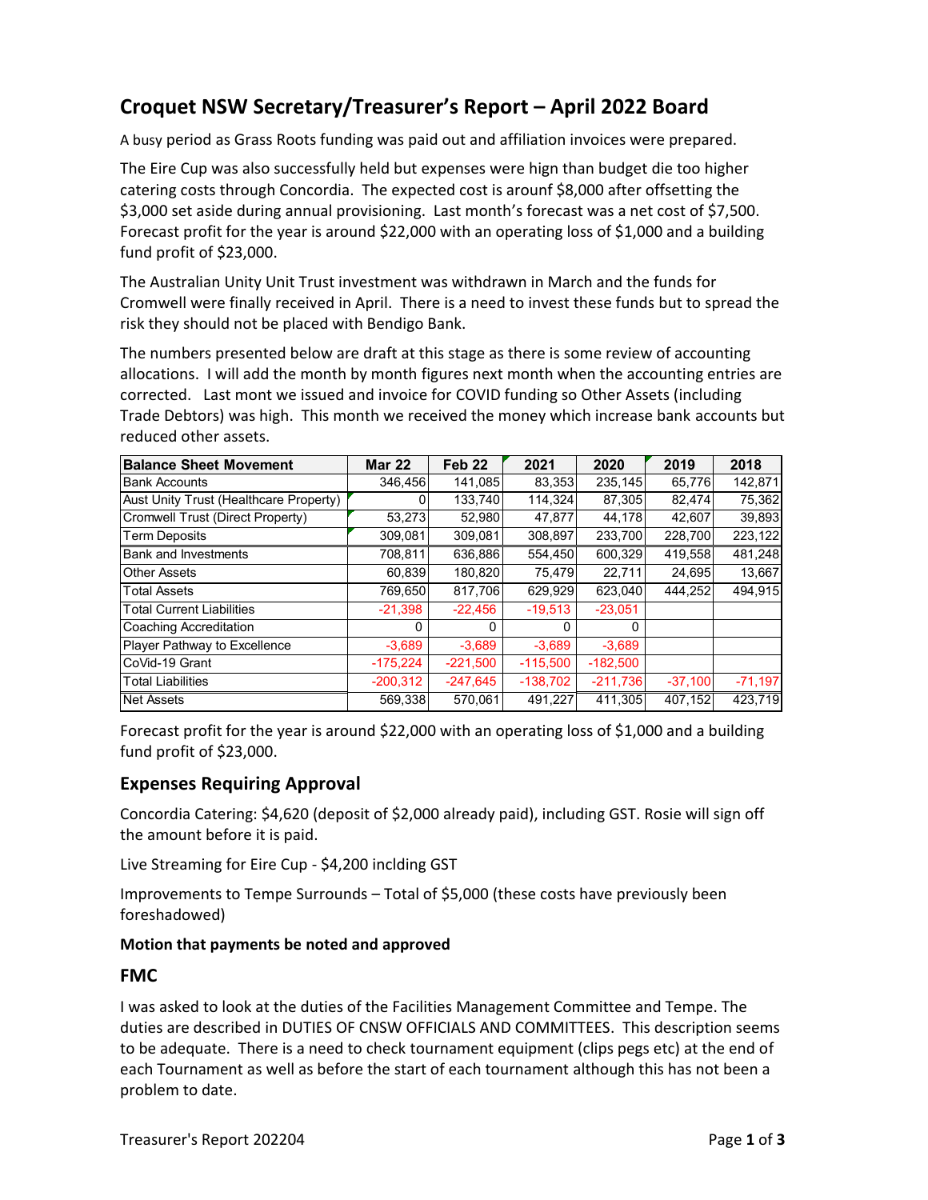# Croquet NSW Secretary/Treasurer's Report – April 2022 Board

A busy period as Grass Roots funding was paid out and affiliation invoices were prepared.

The Eire Cup was also successfully held but expenses were hign than budget die too higher catering costs through Concordia. The expected cost is arounf $8,000 after offsetting the $3,000 set aside during annual provisioning. Last month's forecast was a net cost of $7,500. Forecast profit for the year is around $22,000 with an operating loss of $1,000 and a building fund profit of $23,000.

The Australian Unity Unit Trust investment was withdrawn in March and the funds for Cromwell were finally received in April. There is a need to invest these funds but to spread the risk they should not be placed with Bendigo Bank.

The numbers presented below are draft at this stage as there is some review of accounting allocations. I will add the month by month figures next month when the accounting entries are corrected. Last mont we issued and invoice for COVID funding so Other Assets (including Trade Debtors) was high. This month we received the money which increase bank accounts but reduced other assets.

| Balance Sheet Movement | Mar 22 | Feb 22 | 2021 | 2020 | 2019 | 2018 |
|---|---|---|---|---|---|---|
| Bank Accounts | 346,456 | 141,085 | 83,353 | 235,145 | 65,776 | 142,871 |
| Aust Unity Trust (Healthcare Property) | 0 | 133,740 | 114,324 | 87,305 | 82,474 | 75,362 |
| Cromwell Trust (Direct Property) | 53,273 | 52,980 | 47,877 | 44,178 | 42,607 | 39,893 |
| Term Deposits | 309,081 | 309,081 | 308,897 | 233,700 | 228,700 | 223,122 |
| Bank and Investments | 708,811 | 636,886 | 554,450 | 600,329 | 419,558 | 481,248 |
| Other Assets | 60,839 | 180,820 | 75,479 | 22,711 | 24,695 | 13,667 |
| Total Assets | 769,650 | 817,706 | 629,929 | 623,040 | 444,252 | 494,915 |
| Total Current Liabilities | -21,398 | -22,456 | -19,513 | -23,051 | | |
| Coaching Accreditation | 0 | 0 | 0 | 0 | | |
| Player Pathway to Excellence | -3,689 | -3,689 | -3,689 | -3,689 | | |
| CoVid-19 Grant | -175,224 | -221,500 | -115,500 | -182,500 | | |
| Total Liabilities | -200,312 | -247,645 | -138,702 | -211,736 | -37,100 | -71,197 |
| Net Assets | 569,338 | 570,061 | 491,227 | 411,305 | 407,152 | 423,719 |

Forecast profit for the year is around $22,000 with an operating loss of $1,000 and a building fund profit of $23,000.

## Expenses Requiring Approval

Concordia Catering: $4,620 (deposit of $2,000 already paid), including GST. Rosie will sign off the amount before it is paid.

Live Streaming for Eire Cup - $4,200 inclding GST

Improvements to Tempe Surrounds – Total of $5,000 (these costs have previously been foreshadowed)

**Motion that payments be noted and approved**

## FMC

I was asked to look at the duties of the Facilities Management Committee and Tempe. The duties are described in DUTIES OF CNSW OFFICIALS AND COMMITTEES. This description seems to be adequate. There is a need to check tournament equipment (clips pegs etc) at the end of each Tournament as well as before the start of each tournament although this has not been a problem to date.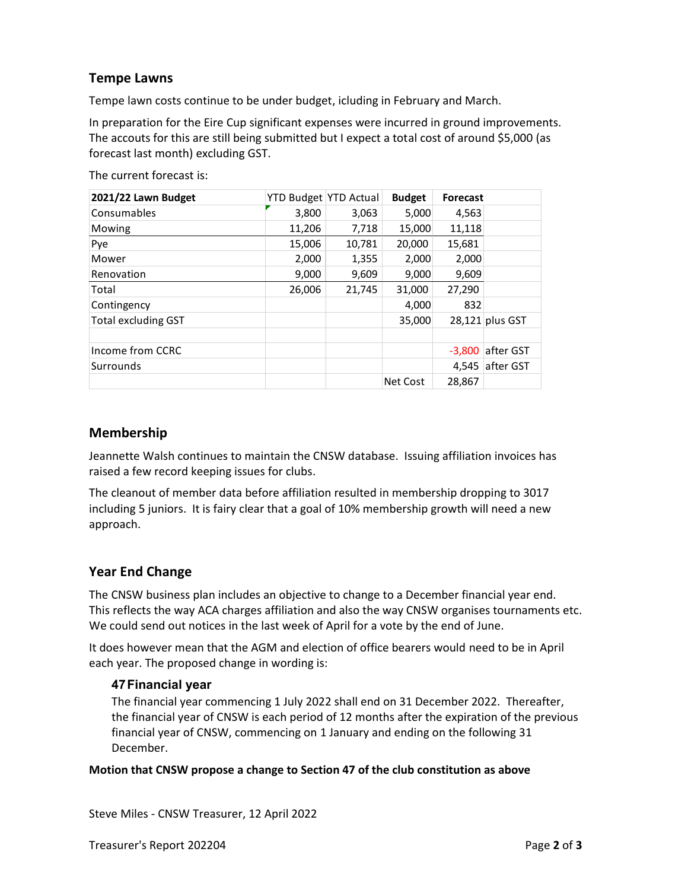## Tempe Lawns

Tempe lawn costs continue to be under budget, icluding in February and March.

In preparation for the Eire Cup significant expenses were incurred in ground improvements. The accouts for this are still being submitted but I expect a total cost of around $5,000 (as forecast last month) excluding GST.

The current forecast is:

| 2021/22 Lawn Budget | YTD Budget | YTD Actual | Budget | Forecast | |
|---|---|---|---|---|---|
| Consumables | 3,800 | 3,063 | 5,000 | 4,563 | |
| Mowing | 11,206 | 7,718 | 15,000 | 11,118 | |
| Pye | 15,006 | 10,781 | 20,000 | 15,681 | |
| Mower | 2,000 | 1,355 | 2,000 | 2,000 | |
| Renovation | 9,000 | 9,609 | 9,000 | 9,609 | |
| Total | 26,006 | 21,745 | 31,000 | 27,290 | |
| Contingency | | | 4,000 | 832 | |
| Total excluding GST | | | 35,000 | 28,121 | plus GST |
| | | | | | |
| Income from CCRC | | | | -3,800 | after GST |
| Surrounds | | | | 4,545 | after GST |
| | | | Net Cost | 28,867 | |

## Membership

Jeannette Walsh continues to maintain the CNSW database. Issuing affiliation invoices has raised a few record keeping issues for clubs.

The cleanout of member data before affiliation resulted in membership dropping to 3017 including 5 juniors. It is fairy clear that a goal of 10% membership growth will need a new approach.

## Year End Change

The CNSW business plan includes an objective to change to a December financial year end. This reflects the way ACA charges affiliation and also the way CNSW organises tournaments etc. We could send out notices in the last week of April for a vote by the end of June.

It does however mean that the AGM and election of office bearers would need to be in April each year. The proposed change in wording is:

### 47 Financial year

The financial year commencing 1 July 2022 shall end on 31 December 2022. Thereafter, the financial year of CNSW is each period of 12 months after the expiration of the previous financial year of CNSW, commencing on 1 January and ending on the following 31 December.

**Motion that CNSW propose a change to Section 47 of the club constitution as above**

Steve Miles - CNSW Treasurer, 12 April 2022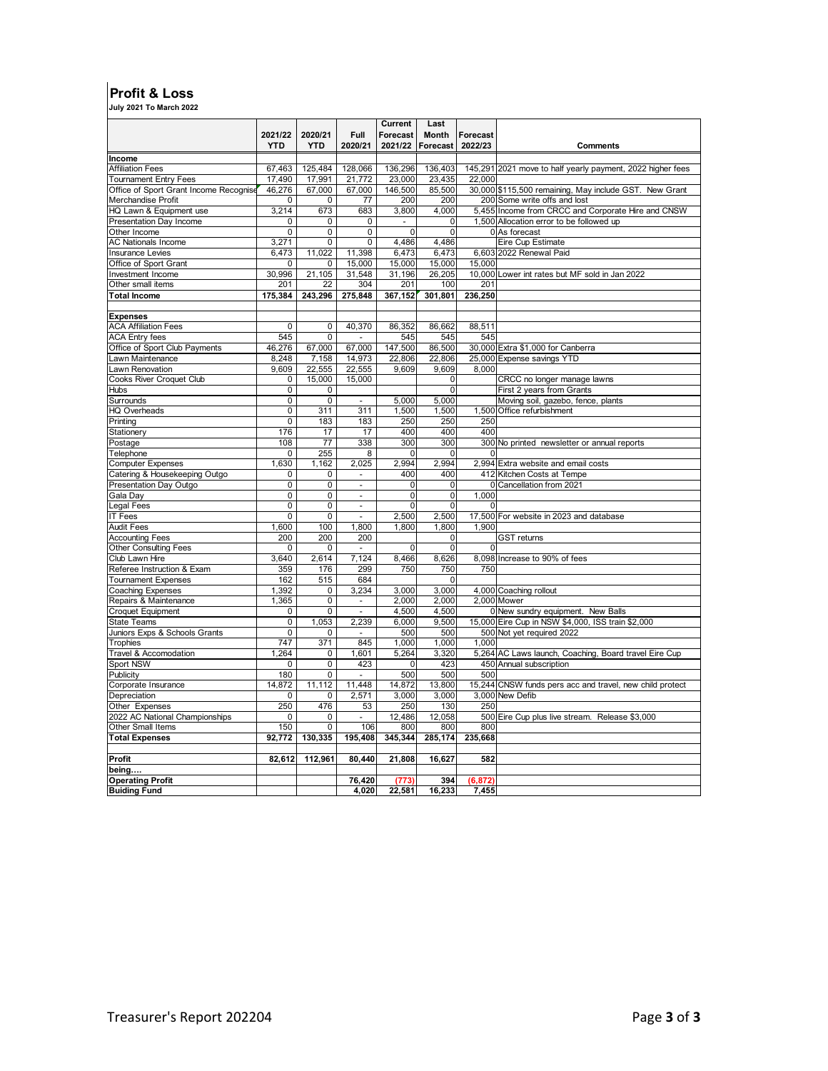# Profit & Loss

**July 2021 To March 2022**

| | 2021/22 YTD | 2020/21 YTD | Full 2020/21 | Current Forecast 2021/22 | Last Month Forecast | Forecast 2022/23 | Comments |
|---|---|---|---|---|---|---|---|
| **Income** | | | | | | | |
| Affiliation Fees | 67,463 | 125,484 | 128,066 | 136,296 | 136,403 | 145,291 | 2021 move to half yearly payment, 2022 higher fees |
| Tournament Entry Fees | 17,490 | 17,991 | 21,772 | 23,000 | 23,435 | 22,000 | |
| Office of Sport Grant Income Recognise | 46,276 | 67,000 | 67,000 | 146,500 | 85,500 | 30,000 | $115,500 remaining, May include GST. New Grant |
| Merchandise Profit | 0 | 0 | 77 | 200 | 200 | 200 | Some write offs and lost |
| HQ Lawn & Equipment use | 3,214 | 673 | 683 | 3,800 | 4,000 | 5,455 | Income from CRCC and Corporate Hire and CNSW |
| Presentation Day Income | 0 | 0 | 0 | - | 0 | 1,500 | Allocation error to be followed up |
| Other Income | 0 | 0 | 0 | 0 | 0 | 0 | As forecast |
| AC Nationals Income | 3,271 | 0 | 0 | 4,486 | 4,486 | | Eire Cup Estimate |
| Insurance Levies | 6,473 | 11,022 | 11,398 | 6,473 | 6,473 | 6,603 | 2022 Renewal Paid |
| Office of Sport Grant | 0 | 0 | 15,000 | 15,000 | 15,000 | 15,000 | |
| Investment Income | 30,996 | 21,105 | 31,548 | 31,196 | 26,205 | 10,000 | Lower int rates but MF sold in Jan 2022 |
| Other small items | 201 | 22 | 304 | 201 | 100 | 201 | |
| **Total Income** | **175,384** | **243,296** | **275,848** | **367,152** | **301,801** | **236,250** | |
| | | | | | | | |
| **Expenses** | | | | | | | |
| ACA Affiliation Fees | 0 | 0 | 40,370 | 86,352 | 86,662 | 88,511 | |
| ACA Entry fees | 545 | 0 | - | 545 | 545 | 545 | |
| Office of Sport Club Payments | 46,276 | 67,000 | 67,000 | 147,500 | 86,500 | 30,000 | Extra $1,000 for Canberra |
| Lawn Maintenance | 8,248 | 7,158 | 14,973 | 22,806 | 22,806 | 25,000 | Expense savings YTD |
| Lawn Renovation | 9,609 | 22,555 | 22,555 | 9,609 | 9,609 | 8,000 | |
| Cooks River Croquet Club | 0 | 15,000 | 15,000 | | 0 | | CRCC no longer manage lawns |
| Hubs | 0 | 0 | | | 0 | | First 2 years from Grants |
| Surrounds | 0 | 0 | - | 5,000 | 5,000 | | Moving soil, gazebo, fence, plants |
| HQ Overheads | 0 | 311 | 311 | 1,500 | 1,500 | 1,500 | Office refurbishment |
| Printing | 0 | 183 | 183 | 250 | 250 | 250 | |
| Stationery | 176 | 17 | 17 | 400 | 400 | 400 | |
| Postage | 108 | 77 | 338 | 300 | 300 | 300 | No printed newsletter or annual reports |
| Telephone | 0 | 255 | 8 | 0 | 0 | 0 | |
| Computer Expenses | 1,630 | 1,162 | 2,025 | 2,994 | 2,994 | 2,994 | Extra website and email costs |
| Catering & Housekeeping Outgo | 0 | 0 | - | 400 | 400 | 412 | Kitchen Costs at Tempe |
| Presentation Day Outgo | 0 | 0 | - | 0 | 0 | 0 | Cancellation from 2021 |
| Gala Day | 0 | 0 | - | 0 | 0 | 1,000 | |
| Legal Fees | 0 | 0 | - | 0 | 0 | 0 | |
| IT Fees | 0 | 0 | - | 2,500 | 2,500 | 17,500 | For website in 2023 and database |
| Audit Fees | 1,600 | 100 | 1,800 | 1,800 | 1,800 | 1,900 | |
| Accounting Fees | 200 | 200 | 200 | | 0 | | GST returns |
| Other Consulting Fees | 0 | 0 | - | 0 | 0 | 0 | |
| Club Lawn Hire | 3,640 | 2,614 | 7,124 | 8,466 | 8,626 | 8,098 | Increase to 90% of fees |
| Referee Instruction & Exam | 359 | 176 | 299 | 750 | 750 | 750 | |
| Tournament Expenses | 162 | 515 | 684 | | 0 | | |
| Coaching Expenses | 1,392 | 0 | 3,234 | 3,000 | 3,000 | 4,000 | Coaching rollout |
| Repairs & Maintenance | 1,365 | 0 | - | 2,000 | 2,000 | 2,000 | Mower |
| Croquet Equipment | 0 | 0 | - | 4,500 | 4,500 | 0 | New sundry equipment. New Balls |
| State Teams | 0 | 1,053 | 2,239 | 6,000 | 9,500 | 15,000 | Eire Cup in NSW $4,000, ISS train $2,000 |
| Juniors Exps & Schools Grants | 0 | 0 | - | 500 | 500 | 500 | Not yet required 2022 |
| Trophies | 747 | 371 | 845 | 1,000 | 1,000 | 1,000 | |
| Travel & Accomodation | 1,264 | 0 | 1,601 | 5,264 | 3,320 | 5,264 | AC Laws launch, Coaching, Board travel Eire Cup |
| Sport NSW | 0 | 0 | 423 | 0 | 423 | 450 | Annual subscription |
| Publicity | 180 | 0 | - | 500 | 500 | 500 | |
| Corporate Insurance | 14,872 | 11,112 | 11,448 | 14,872 | 13,800 | 15,244 | CNSW funds pers acc and travel, new child protect |
| Depreciation | 0 | 0 | 2,571 | 3,000 | 3,000 | 3,000 | New Defib |
| Other Expenses | 250 | 476 | 53 | 250 | 130 | 250 | |
| 2022 AC National Championships | 0 | 0 | - | 12,486 | 12,058 | 500 | Eire Cup plus live stream. Release $3,000 |
| Other Small Items | 150 | 0 | 106 | 800 | 800 | 800 | |
| **Total Expenses** | **92,772** | **130,335** | **195,408** | **345,344** | **285,174** | **235,668** | |
| | | | | | | | |
| **Profit** | **82,612** | **112,961** | **80,440** | **21,808** | **16,627** | **582** | |
| **being....** | | | | | | | |
| **Operating Profit** | | | **76,420** | **(773)** | **394** | **(6,872)** | |
| **Buiding Fund** | | | **4,020** | **22,581** | **16,233** | **7,455** | |